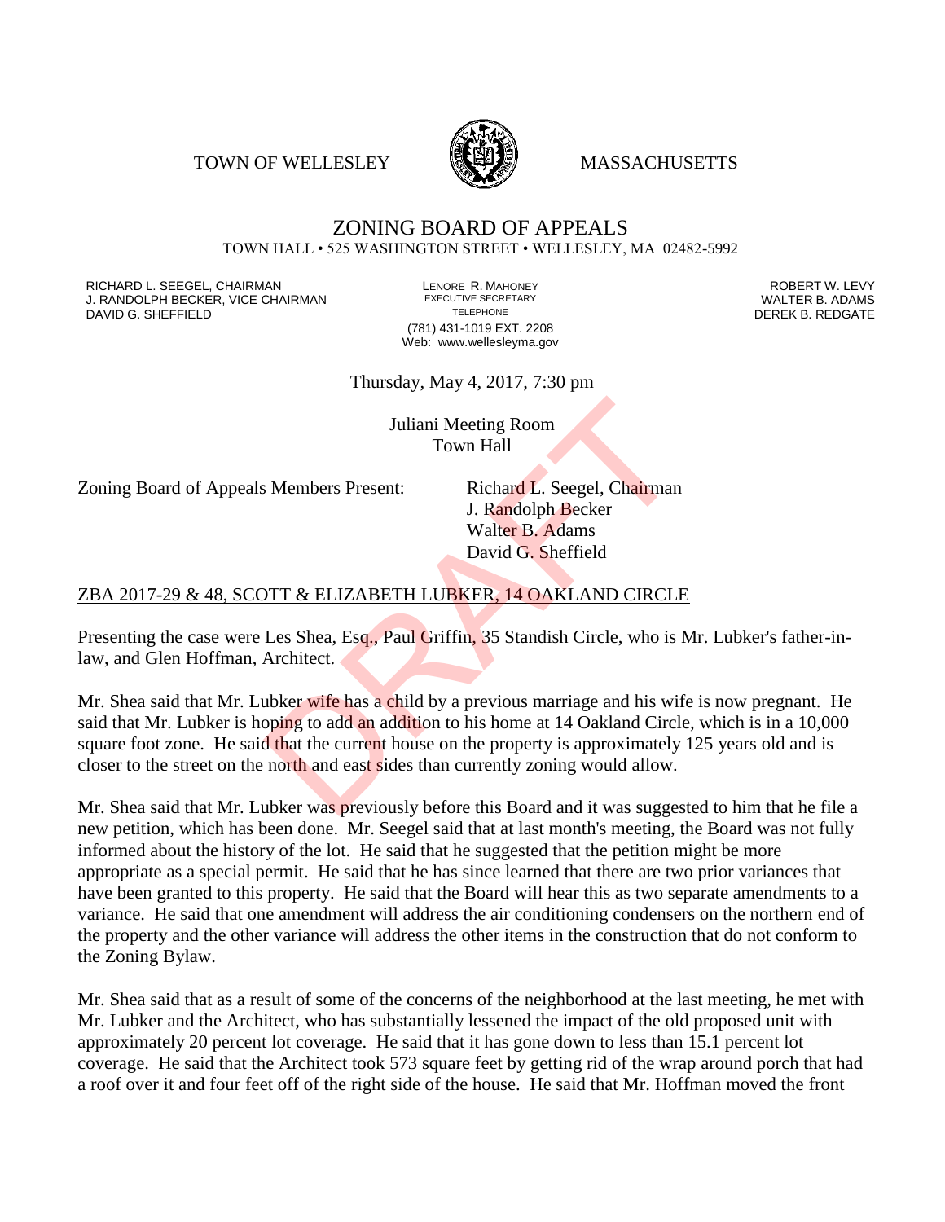TOWN OF WELLESLEY MASSACHUSETTS

# ZONING BOARD OF APPEALS

TOWN HALL • 525 WASHINGTON STREET • WELLESLEY, MA 02482-5992

RICHARD L. SEEGEL, CHAIRMAN
J. RANDOLPH BECKER, VICE CHAIRMAN
DAVID G. SHEFFIELD

LENORE R. MAHONEY
EXECUTIVE SECRETARY
TELEPHONE
(781) 431-1019 EXT. 2208
Web: www.wellesleyma.gov

ROBERT W. LEVY
WALTER B. ADAMS
DEREK B. REDGATE

Thursday, May 4, 2017, 7:30 pm

Juliani Meeting Room
Town Hall

Zoning Board of Appeals Members Present: Richard L. Seegel, Chairman
J. Randolph Becker
Walter B. Adams
David G. Sheffield

DRAFT

ZBA 2017-29 & 48, SCOTT & ELIZABETH LUBKER, 14 OAKLAND CIRCLE

Presenting the case were Les Shea, Esq., Paul Griffin, 35 Standish Circle, who is Mr. Lubker's father-in-law, and Glen Hoffman, Architect.

Mr. Shea said that Mr. Lubker wife has a child by a previous marriage and his wife is now pregnant. He said that Mr. Lubker is hoping to add an addition to his home at 14 Oakland Circle, which is in a 10,000 square foot zone. He said that the current house on the property is approximately 125 years old and is closer to the street on the north and east sides than currently zoning would allow.

Mr. Shea said that Mr. Lubker was previously before this Board and it was suggested to him that he file a new petition, which has been done. Mr. Seegel said that at last month's meeting, the Board was not fully informed about the history of the lot. He said that he suggested that the petition might be more appropriate as a special permit. He said that he has since learned that there are two prior variances that have been granted to this property. He said that the Board will hear this as two separate amendments to a variance. He said that one amendment will address the air conditioning condensers on the northern end of the property and the other variance will address the other items in the construction that do not conform to the Zoning Bylaw.

Mr. Shea said that as a result of some of the concerns of the neighborhood at the last meeting, he met with Mr. Lubker and the Architect, who has substantially lessened the impact of the old proposed unit with approximately 20 percent lot coverage. He said that it has gone down to less than 15.1 percent lot coverage. He said that the Architect took 573 square feet by getting rid of the wrap around porch that had a roof over it and four feet off of the right side of the house. He said that Mr. Hoffman moved the front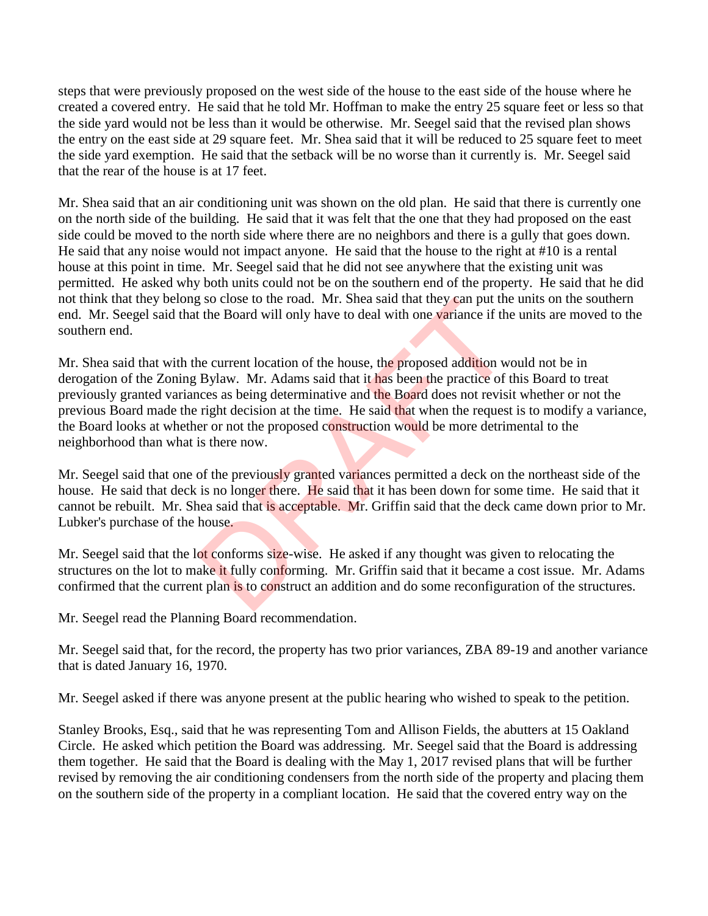steps that were previously proposed on the west side of the house to the east side of the house where he created a covered entry. He said that he told Mr. Hoffman to make the entry 25 square feet or less so that the side yard would not be less than it would be otherwise. Mr. Seegel said that the revised plan shows the entry on the east side at 29 square feet. Mr. Shea said that it will be reduced to 25 square feet to meet the side yard exemption. He said that the setback will be no worse than it currently is. Mr. Seegel said that the rear of the house is at 17 feet.

Mr. Shea said that an air conditioning unit was shown on the old plan. He said that there is currently one on the north side of the building. He said that it was felt that the one that they had proposed on the east side could be moved to the north side where there are no neighbors and there is a gully that goes down. He said that any noise would not impact anyone. He said that the house to the right at #10 is a rental house at this point in time. Mr. Seegel said that he did not see anywhere that the existing unit was permitted. He asked why both units could not be on the southern end of the property. He said that he did not think that they belong so close to the road. Mr. Shea said that they can put the units on the southern end. Mr. Seegel said that the Board will only have to deal with one variance if the units are moved to the southern end.

Mr. Shea said that with the current location of the house, the proposed addition would not be in derogation of the Zoning Bylaw. Mr. Adams said that it has been the practice of this Board to treat previously granted variances as being determinative and the Board does not revisit whether or not the previous Board made the right decision at the time. He said that when the request is to modify a variance, the Board looks at whether or not the proposed construction would be more detrimental to the neighborhood than what is there now.

Mr. Seegel said that one of the previously granted variances permitted a deck on the northeast side of the house. He said that deck is no longer there. He said that it has been down for some time. He said that it cannot be rebuilt. Mr. Shea said that is acceptable. Mr. Griffin said that the deck came down prior to Mr. Lubker's purchase of the house.

Mr. Seegel said that the lot conforms size-wise. He asked if any thought was given to relocating the structures on the lot to make it fully conforming. Mr. Griffin said that it became a cost issue. Mr. Adams confirmed that the current plan is to construct an addition and do some reconfiguration of the structures.

Mr. Seegel read the Planning Board recommendation.

Mr. Seegel said that, for the record, the property has two prior variances, ZBA 89-19 and another variance that is dated January 16, 1970.

Mr. Seegel asked if there was anyone present at the public hearing who wished to speak to the petition.

Stanley Brooks, Esq., said that he was representing Tom and Allison Fields, the abutters at 15 Oakland Circle. He asked which petition the Board was addressing. Mr. Seegel said that the Board is addressing them together. He said that the Board is dealing with the May 1, 2017 revised plans that will be further revised by removing the air conditioning condensers from the north side of the property and placing them on the southern side of the property in a compliant location. He said that the covered entry way on the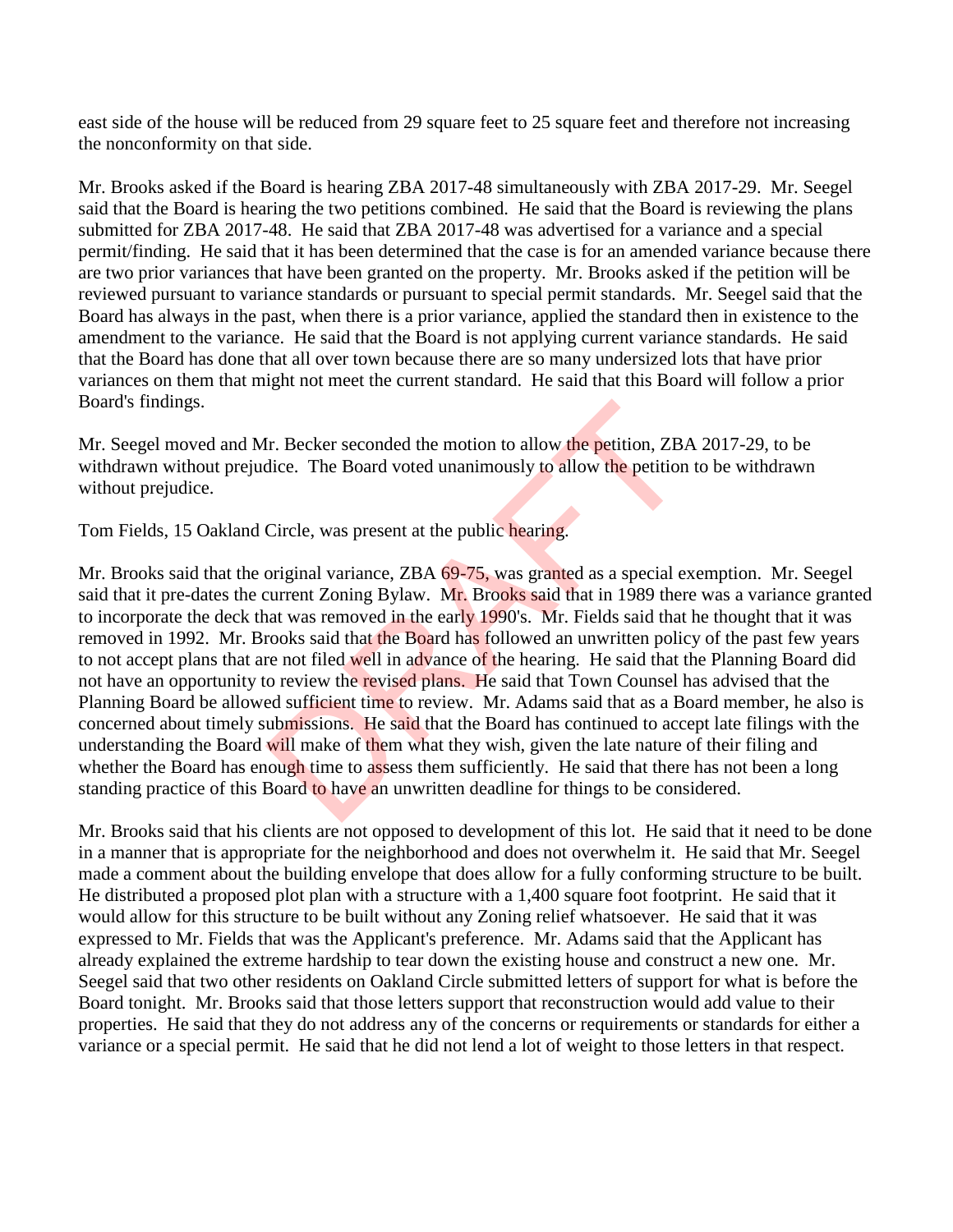east side of the house will be reduced from 29 square feet to 25 square feet and therefore not increasing the nonconformity on that side.

Mr. Brooks asked if the Board is hearing ZBA 2017-48 simultaneously with ZBA 2017-29. Mr. Seegel said that the Board is hearing the two petitions combined. He said that the Board is reviewing the plans submitted for ZBA 2017-48. He said that ZBA 2017-48 was advertised for a variance and a special permit/finding. He said that it has been determined that the case is for an amended variance because there are two prior variances that have been granted on the property. Mr. Brooks asked if the petition will be reviewed pursuant to variance standards or pursuant to special permit standards. Mr. Seegel said that the Board has always in the past, when there is a prior variance, applied the standard then in existence to the amendment to the variance. He said that the Board is not applying current variance standards. He said that the Board has done that all over town because there are so many undersized lots that have prior variances on them that might not meet the current standard. He said that this Board will follow a prior Board's findings.

Mr. Seegel moved and Mr. Becker seconded the motion to allow the petition, ZBA 2017-29, to be withdrawn without prejudice. The Board voted unanimously to allow the petition to be withdrawn without prejudice.

Tom Fields, 15 Oakland Circle, was present at the public hearing.

Mr. Brooks said that the original variance, ZBA 69-75, was granted as a special exemption. Mr. Seegel said that it pre-dates the current Zoning Bylaw. Mr. Brooks said that in 1989 there was a variance granted to incorporate the deck that was removed in the early 1990's. Mr. Fields said that he thought that it was removed in 1992. Mr. Brooks said that the Board has followed an unwritten policy of the past few years to not accept plans that are not filed well in advance of the hearing. He said that the Planning Board did not have an opportunity to review the revised plans. He said that Town Counsel has advised that the Planning Board be allowed sufficient time to review. Mr. Adams said that as a Board member, he also is concerned about timely submissions. He said that the Board has continued to accept late filings with the understanding the Board will make of them what they wish, given the late nature of their filing and whether the Board has enough time to assess them sufficiently. He said that there has not been a long standing practice of this Board to have an unwritten deadline for things to be considered.

Mr. Brooks said that his clients are not opposed to development of this lot. He said that it need to be done in a manner that is appropriate for the neighborhood and does not overwhelm it. He said that Mr. Seegel made a comment about the building envelope that does allow for a fully conforming structure to be built. He distributed a proposed plot plan with a structure with a 1,400 square foot footprint. He said that it would allow for this structure to be built without any Zoning relief whatsoever. He said that it was expressed to Mr. Fields that was the Applicant's preference. Mr. Adams said that the Applicant has already explained the extreme hardship to tear down the existing house and construct a new one. Mr. Seegel said that two other residents on Oakland Circle submitted letters of support for what is before the Board tonight. Mr. Brooks said that those letters support that reconstruction would add value to their properties. He said that they do not address any of the concerns or requirements or standards for either a variance or a special permit. He said that he did not lend a lot of weight to those letters in that respect.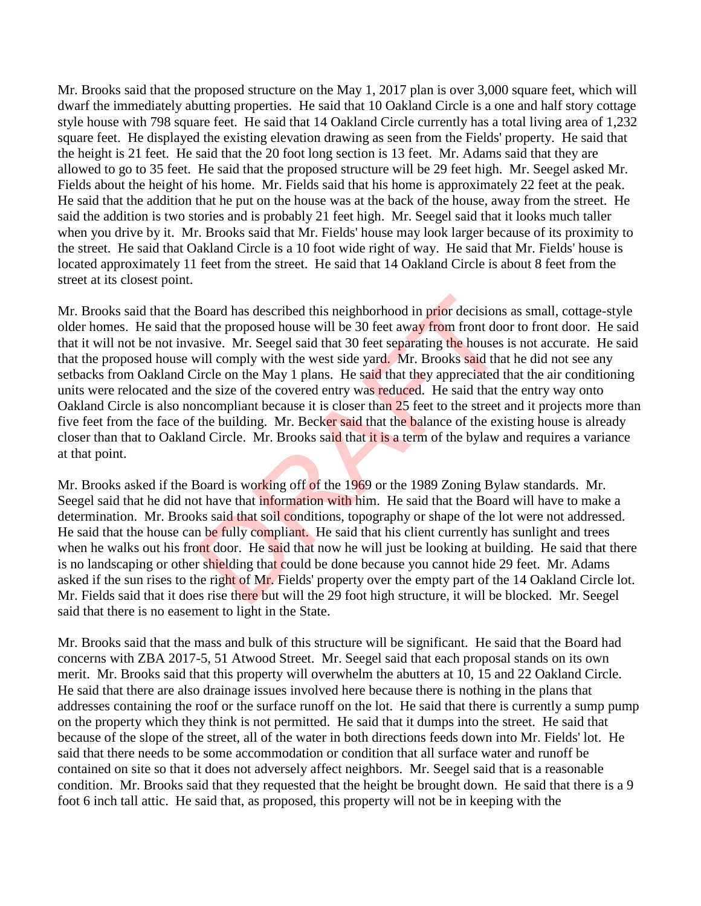Mr. Brooks said that the proposed structure on the May 1, 2017 plan is over 3,000 square feet, which will dwarf the immediately abutting properties. He said that 10 Oakland Circle is a one and half story cottage style house with 798 square feet. He said that 14 Oakland Circle currently has a total living area of 1,232 square feet. He displayed the existing elevation drawing as seen from the Fields' property. He said that the height is 21 feet. He said that the 20 foot long section is 13 feet. Mr. Adams said that they are allowed to go to 35 feet. He said that the proposed structure will be 29 feet high. Mr. Seegel asked Mr. Fields about the height of his home. Mr. Fields said that his home is approximately 22 feet at the peak. He said that the addition that he put on the house was at the back of the house, away from the street. He said the addition is two stories and is probably 21 feet high. Mr. Seegel said that it looks much taller when you drive by it. Mr. Brooks said that Mr. Fields' house may look larger because of its proximity to the street. He said that Oakland Circle is a 10 foot wide right of way. He said that Mr. Fields' house is located approximately 11 feet from the street. He said that 14 Oakland Circle is about 8 feet from the street at its closest point.

Mr. Brooks said that the Board has described this neighborhood in prior decisions as small, cottage-style older homes. He said that the proposed house will be 30 feet away from front door to front door. He said that it will not be not invasive. Mr. Seegel said that 30 feet separating the houses is not accurate. He said that the proposed house will comply with the west side yard. Mr. Brooks said that he did not see any setbacks from Oakland Circle on the May 1 plans. He said that they appreciated that the air conditioning units were relocated and the size of the covered entry was reduced. He said that the entry way onto Oakland Circle is also noncompliant because it is closer than 25 feet to the street and it projects more than five feet from the face of the building. Mr. Becker said that the balance of the existing house is already closer than that to Oakland Circle. Mr. Brooks said that it is a term of the bylaw and requires a variance at that point.

Mr. Brooks asked if the Board is working off of the 1969 or the 1989 Zoning Bylaw standards. Mr. Seegel said that he did not have that information with him. He said that the Board will have to make a determination. Mr. Brooks said that soil conditions, topography or shape of the lot were not addressed. He said that the house can be fully compliant. He said that his client currently has sunlight and trees when he walks out his front door. He said that now he will just be looking at building. He said that there is no landscaping or other shielding that could be done because you cannot hide 29 feet. Mr. Adams asked if the sun rises to the right of Mr. Fields' property over the empty part of the 14 Oakland Circle lot. Mr. Fields said that it does rise there but will the 29 foot high structure, it will be blocked. Mr. Seegel said that there is no easement to light in the State.

Mr. Brooks said that the mass and bulk of this structure will be significant. He said that the Board had concerns with ZBA 2017-5, 51 Atwood Street. Mr. Seegel said that each proposal stands on its own merit. Mr. Brooks said that this property will overwhelm the abutters at 10, 15 and 22 Oakland Circle. He said that there are also drainage issues involved here because there is nothing in the plans that addresses containing the roof or the surface runoff on the lot. He said that there is currently a sump pump on the property which they think is not permitted. He said that it dumps into the street. He said that because of the slope of the street, all of the water in both directions feeds down into Mr. Fields' lot. He said that there needs to be some accommodation or condition that all surface water and runoff be contained on site so that it does not adversely affect neighbors. Mr. Seegel said that is a reasonable condition. Mr. Brooks said that they requested that the height be brought down. He said that there is a 9 foot 6 inch tall attic. He said that, as proposed, this property will not be in keeping with the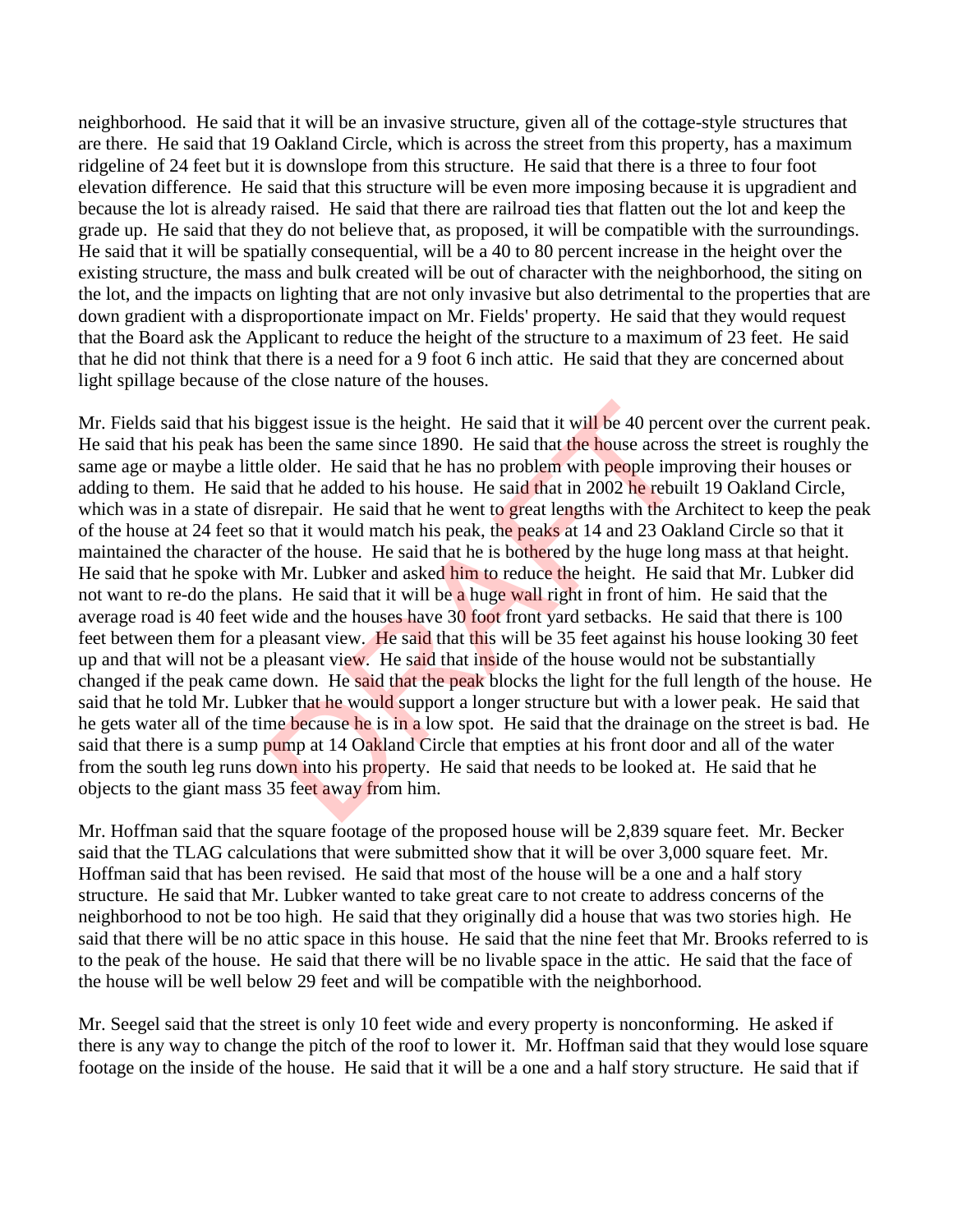neighborhood. He said that it will be an invasive structure, given all of the cottage-style structures that are there. He said that 19 Oakland Circle, which is across the street from this property, has a maximum ridgeline of 24 feet but it is downslope from this structure. He said that there is a three to four foot elevation difference. He said that this structure will be even more imposing because it is upgradient and because the lot is already raised. He said that there are railroad ties that flatten out the lot and keep the grade up. He said that they do not believe that, as proposed, it will be compatible with the surroundings. He said that it will be spatially consequential, will be a 40 to 80 percent increase in the height over the existing structure, the mass and bulk created will be out of character with the neighborhood, the siting on the lot, and the impacts on lighting that are not only invasive but also detrimental to the properties that are down gradient with a disproportionate impact on Mr. Fields' property. He said that they would request that the Board ask the Applicant to reduce the height of the structure to a maximum of 23 feet. He said that he did not think that there is a need for a 9 foot 6 inch attic. He said that they are concerned about light spillage because of the close nature of the houses.

Mr. Fields said that his biggest issue is the height. He said that it will be 40 percent over the current peak. He said that his peak has been the same since 1890. He said that the house across the street is roughly the same age or maybe a little older. He said that he has no problem with people improving their houses or adding to them. He said that he added to his house. He said that in 2002 he rebuilt 19 Oakland Circle, which was in a state of disrepair. He said that he went to great lengths with the Architect to keep the peak of the house at 24 feet so that it would match his peak, the peaks at 14 and 23 Oakland Circle so that it maintained the character of the house. He said that he is bothered by the huge long mass at that height. He said that he spoke with Mr. Lubker and asked him to reduce the height. He said that Mr. Lubker did not want to re-do the plans. He said that it will be a huge wall right in front of him. He said that the average road is 40 feet wide and the houses have 30 foot front yard setbacks. He said that there is 100 feet between them for a pleasant view. He said that this will be 35 feet against his house looking 30 feet up and that will not be a pleasant view. He said that inside of the house would not be substantially changed if the peak came down. He said that the peak blocks the light for the full length of the house. He said that he told Mr. Lubker that he would support a longer structure but with a lower peak. He said that he gets water all of the time because he is in a low spot. He said that the drainage on the street is bad. He said that there is a sump pump at 14 Oakland Circle that empties at his front door and all of the water from the south leg runs down into his property. He said that needs to be looked at. He said that he objects to the giant mass 35 feet away from him.

Mr. Hoffman said that the square footage of the proposed house will be 2,839 square feet. Mr. Becker said that the TLAG calculations that were submitted show that it will be over 3,000 square feet. Mr. Hoffman said that has been revised. He said that most of the house will be a one and a half story structure. He said that Mr. Lubker wanted to take great care to not create to address concerns of the neighborhood to not be too high. He said that they originally did a house that was two stories high. He said that there will be no attic space in this house. He said that the nine feet that Mr. Brooks referred to is to the peak of the house. He said that there will be no livable space in the attic. He said that the face of the house will be well below 29 feet and will be compatible with the neighborhood.

Mr. Seegel said that the street is only 10 feet wide and every property is nonconforming. He asked if there is any way to change the pitch of the roof to lower it. Mr. Hoffman said that they would lose square footage on the inside of the house. He said that it will be a one and a half story structure. He said that if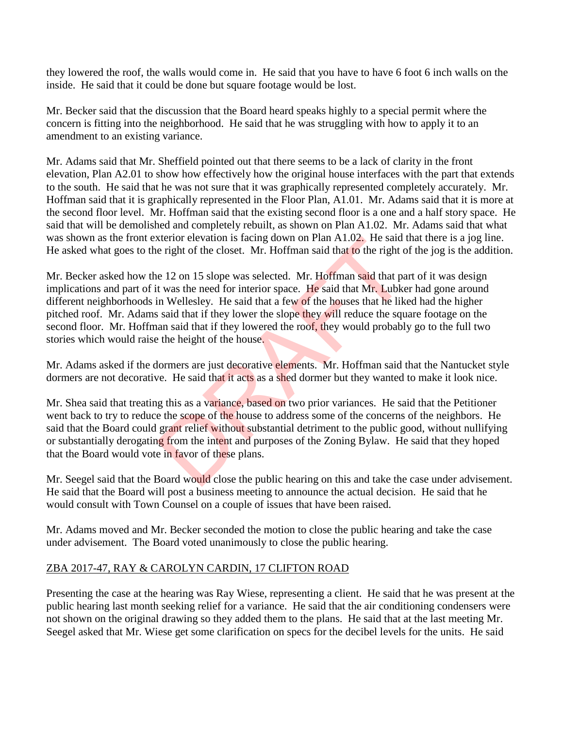they lowered the roof, the walls would come in. He said that you have to have 6 foot 6 inch walls on the inside. He said that it could be done but square footage would be lost.

Mr. Becker said that the discussion that the Board heard speaks highly to a special permit where the concern is fitting into the neighborhood. He said that he was struggling with how to apply it to an amendment to an existing variance.

Mr. Adams said that Mr. Sheffield pointed out that there seems to be a lack of clarity in the front elevation, Plan A2.01 to show how effectively how the original house interfaces with the part that extends to the south. He said that he was not sure that it was graphically represented completely accurately. Mr. Hoffman said that it is graphically represented in the Floor Plan, A1.01. Mr. Adams said that it is more at the second floor level. Mr. Hoffman said that the existing second floor is a one and a half story space. He said that will be demolished and completely rebuilt, as shown on Plan A1.02. Mr. Adams said that what was shown as the front exterior elevation is facing down on Plan A1.02. He said that there is a jog line. He asked what goes to the right of the closet. Mr. Hoffman said that to the right of the jog is the addition.

Mr. Becker asked how the 12 on 15 slope was selected. Mr. Hoffman said that part of it was design implications and part of it was the need for interior space. He said that Mr. Lubker had gone around different neighborhoods in Wellesley. He said that a few of the houses that he liked had the higher pitched roof. Mr. Adams said that if they lower the slope they will reduce the square footage on the second floor. Mr. Hoffman said that if they lowered the roof, they would probably go to the full two stories which would raise the height of the house.

Mr. Adams asked if the dormers are just decorative elements. Mr. Hoffman said that the Nantucket style dormers are not decorative. He said that it acts as a shed dormer but they wanted to make it look nice.

Mr. Shea said that treating this as a variance, based on two prior variances. He said that the Petitioner went back to try to reduce the scope of the house to address some of the concerns of the neighbors. He said that the Board could grant relief without substantial detriment to the public good, without nullifying or substantially derogating from the intent and purposes of the Zoning Bylaw. He said that they hoped that the Board would vote in favor of these plans.

Mr. Seegel said that the Board would close the public hearing on this and take the case under advisement. He said that the Board will post a business meeting to announce the actual decision. He said that he would consult with Town Counsel on a couple of issues that have been raised.

Mr. Adams moved and Mr. Becker seconded the motion to close the public hearing and take the case under advisement. The Board voted unanimously to close the public hearing.

## ZBA 2017-47, RAY & CAROLYN CARDIN, 17 CLIFTON ROAD

Presenting the case at the hearing was Ray Wiese, representing a client. He said that he was present at the public hearing last month seeking relief for a variance. He said that the air conditioning condensers were not shown on the original drawing so they added them to the plans. He said that at the last meeting Mr. Seegel asked that Mr. Wiese get some clarification on specs for the decibel levels for the units. He said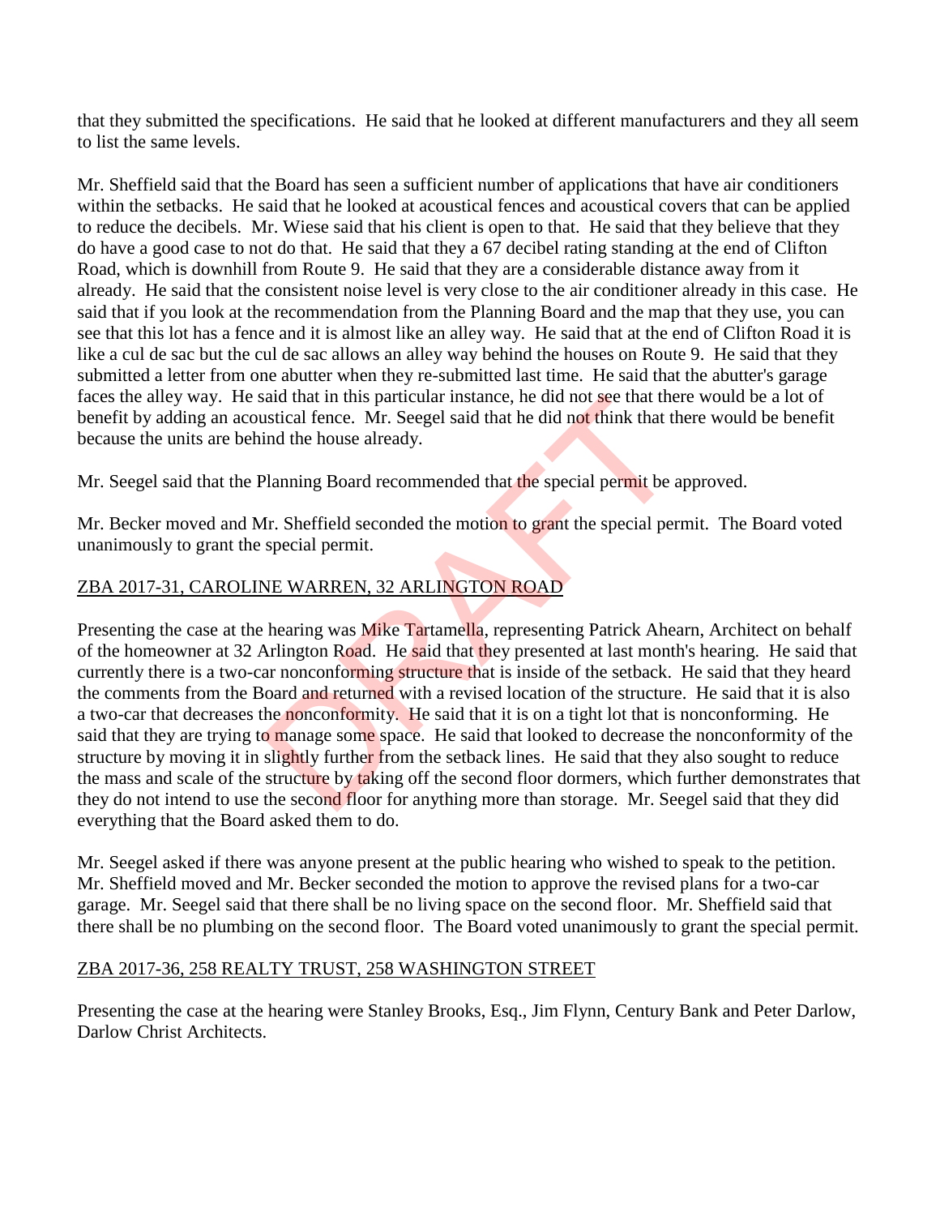that they submitted the specifications. He said that he looked at different manufacturers and they all seem to list the same levels.

Mr. Sheffield said that the Board has seen a sufficient number of applications that have air conditioners within the setbacks. He said that he looked at acoustical fences and acoustical covers that can be applied to reduce the decibels. Mr. Wiese said that his client is open to that. He said that they believe that they do have a good case to not do that. He said that they a 67 decibel rating standing at the end of Clifton Road, which is downhill from Route 9. He said that they are a considerable distance away from it already. He said that the consistent noise level is very close to the air conditioner already in this case. He said that if you look at the recommendation from the Planning Board and the map that they use, you can see that this lot has a fence and it is almost like an alley way. He said that at the end of Clifton Road it is like a cul de sac but the cul de sac allows an alley way behind the houses on Route 9. He said that they submitted a letter from one abutter when they re-submitted last time. He said that the abutter's garage faces the alley way. He said that in this particular instance, he did not see that there would be a lot of benefit by adding an acoustical fence. Mr. Seegel said that he did not think that there would be benefit because the units are behind the house already.

Mr. Seegel said that the Planning Board recommended that the special permit be approved.

Mr. Becker moved and Mr. Sheffield seconded the motion to grant the special permit. The Board voted unanimously to grant the special permit.

ZBA 2017-31, CAROLINE WARREN, 32 ARLINGTON ROAD

Presenting the case at the hearing was Mike Tartamella, representing Patrick Ahearn, Architect on behalf of the homeowner at 32 Arlington Road. He said that they presented at last month's hearing. He said that currently there is a two-car nonconforming structure that is inside of the setback. He said that they heard the comments from the Board and returned with a revised location of the structure. He said that it is also a two-car that decreases the nonconformity. He said that it is on a tight lot that is nonconforming. He said that they are trying to manage some space. He said that looked to decrease the nonconformity of the structure by moving it in slightly further from the setback lines. He said that they also sought to reduce the mass and scale of the structure by taking off the second floor dormers, which further demonstrates that they do not intend to use the second floor for anything more than storage. Mr. Seegel said that they did everything that the Board asked them to do.

Mr. Seegel asked if there was anyone present at the public hearing who wished to speak to the petition. Mr. Sheffield moved and Mr. Becker seconded the motion to approve the revised plans for a two-car garage. Mr. Seegel said that there shall be no living space on the second floor. Mr. Sheffield said that there shall be no plumbing on the second floor. The Board voted unanimously to grant the special permit.

ZBA 2017-36, 258 REALTY TRUST, 258 WASHINGTON STREET

Presenting the case at the hearing were Stanley Brooks, Esq., Jim Flynn, Century Bank and Peter Darlow, Darlow Christ Architects.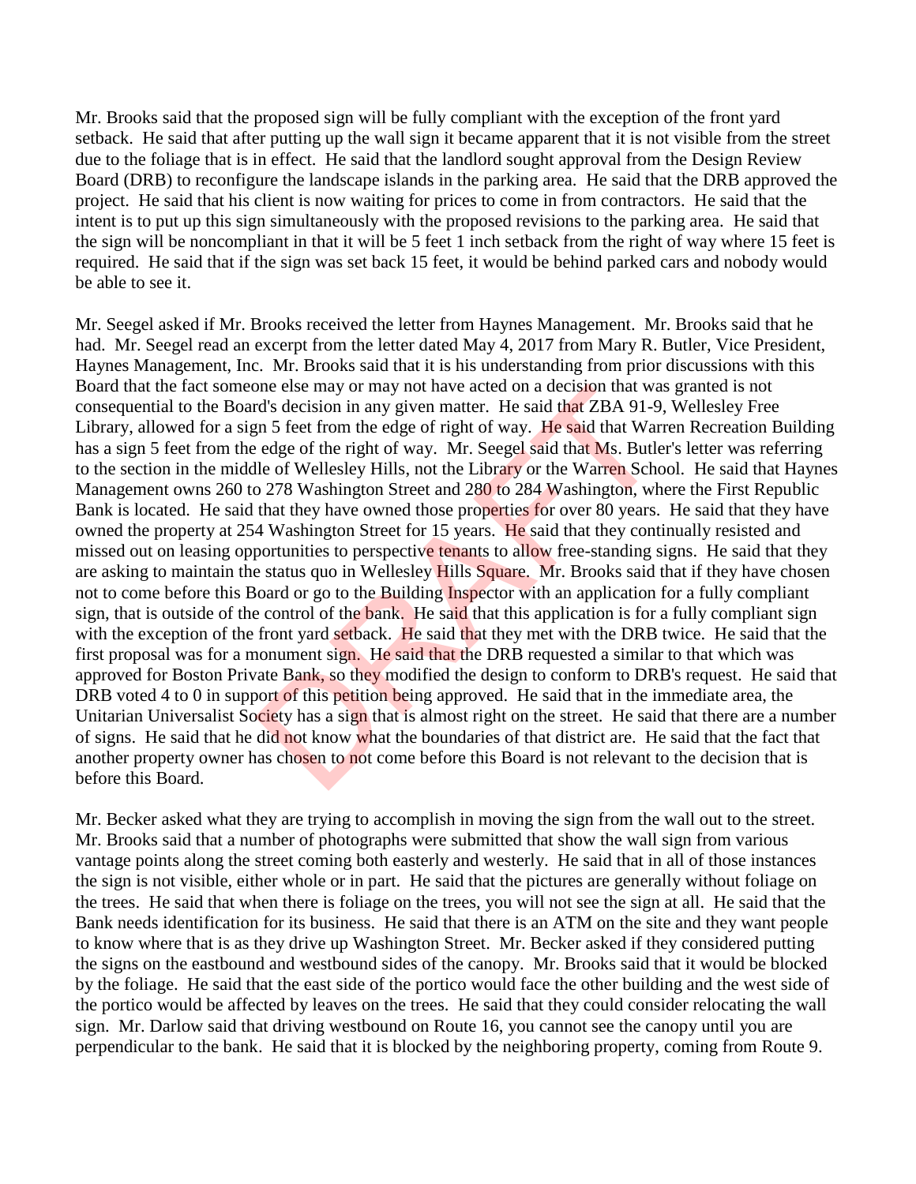Mr. Brooks said that the proposed sign will be fully compliant with the exception of the front yard setback. He said that after putting up the wall sign it became apparent that it is not visible from the street due to the foliage that is in effect. He said that the landlord sought approval from the Design Review Board (DRB) to reconfigure the landscape islands in the parking area. He said that the DRB approved the project. He said that his client is now waiting for prices to come in from contractors. He said that the intent is to put up this sign simultaneously with the proposed revisions to the parking area. He said that the sign will be noncompliant in that it will be 5 feet 1 inch setback from the right of way where 15 feet is required. He said that if the sign was set back 15 feet, it would be behind parked cars and nobody would be able to see it.

Mr. Seegel asked if Mr. Brooks received the letter from Haynes Management. Mr. Brooks said that he had. Mr. Seegel read an excerpt from the letter dated May 4, 2017 from Mary R. Butler, Vice President, Haynes Management, Inc. Mr. Brooks said that it is his understanding from prior discussions with this Board that the fact someone else may or may not have acted on a decision that was granted is not consequential to the Board's decision in any given matter. He said that ZBA 91-9, Wellesley Free Library, allowed for a sign 5 feet from the edge of right of way. He said that Warren Recreation Building has a sign 5 feet from the edge of the right of way. Mr. Seegel said that Ms. Butler's letter was referring to the section in the middle of Wellesley Hills, not the Library or the Warren School. He said that Haynes Management owns 260 to 278 Washington Street and 280 to 284 Washington, where the First Republic Bank is located. He said that they have owned those properties for over 80 years. He said that they have owned the property at 254 Washington Street for 15 years. He said that they continually resisted and missed out on leasing opportunities to perspective tenants to allow free-standing signs. He said that they are asking to maintain the status quo in Wellesley Hills Square. Mr. Brooks said that if they have chosen not to come before this Board or go to the Building Inspector with an application for a fully compliant sign, that is outside of the control of the bank. He said that this application is for a fully compliant sign with the exception of the front yard setback. He said that they met with the DRB twice. He said that the first proposal was for a monument sign. He said that the DRB requested a similar to that which was approved for Boston Private Bank, so they modified the design to conform to DRB's request. He said that DRB voted 4 to 0 in support of this petition being approved. He said that in the immediate area, the Unitarian Universalist Society has a sign that is almost right on the street. He said that there are a number of signs. He said that he did not know what the boundaries of that district are. He said that the fact that another property owner has chosen to not come before this Board is not relevant to the decision that is before this Board.

Mr. Becker asked what they are trying to accomplish in moving the sign from the wall out to the street. Mr. Brooks said that a number of photographs were submitted that show the wall sign from various vantage points along the street coming both easterly and westerly. He said that in all of those instances the sign is not visible, either whole or in part. He said that the pictures are generally without foliage on the trees. He said that when there is foliage on the trees, you will not see the sign at all. He said that the Bank needs identification for its business. He said that there is an ATM on the site and they want people to know where that is as they drive up Washington Street. Mr. Becker asked if they considered putting the signs on the eastbound and westbound sides of the canopy. Mr. Brooks said that it would be blocked by the foliage. He said that the east side of the portico would face the other building and the west side of the portico would be affected by leaves on the trees. He said that they could consider relocating the wall sign. Mr. Darlow said that driving westbound on Route 16, you cannot see the canopy until you are perpendicular to the bank. He said that it is blocked by the neighboring property, coming from Route 9.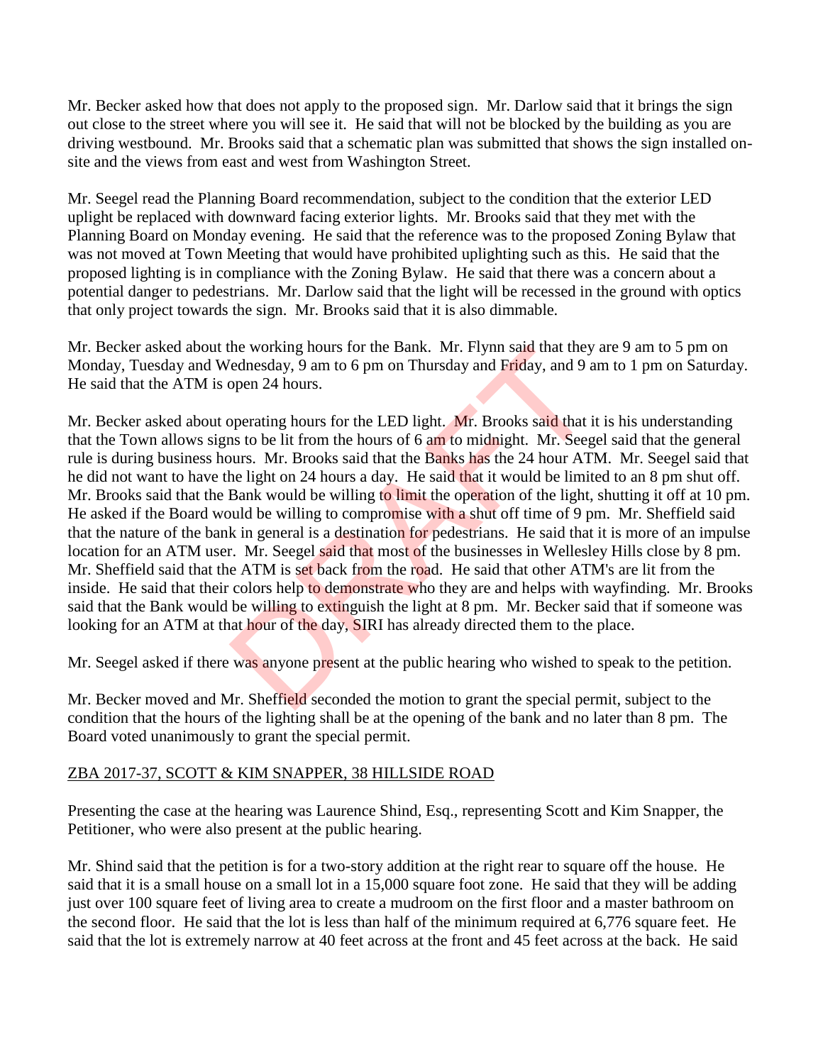Mr. Becker asked how that does not apply to the proposed sign. Mr. Darlow said that it brings the sign out close to the street where you will see it. He said that will not be blocked by the building as you are driving westbound. Mr. Brooks said that a schematic plan was submitted that shows the sign installed on-site and the views from east and west from Washington Street.

Mr. Seegel read the Planning Board recommendation, subject to the condition that the exterior LED uplight be replaced with downward facing exterior lights. Mr. Brooks said that they met with the Planning Board on Monday evening. He said that the reference was to the proposed Zoning Bylaw that was not moved at Town Meeting that would have prohibited uplighting such as this. He said that the proposed lighting is in compliance with the Zoning Bylaw. He said that there was a concern about a potential danger to pedestrians. Mr. Darlow said that the light will be recessed in the ground with optics that only project towards the sign. Mr. Brooks said that it is also dimmable.

Mr. Becker asked about the working hours for the Bank. Mr. Flynn said that they are 9 am to 5 pm on Monday, Tuesday and Wednesday, 9 am to 6 pm on Thursday and Friday, and 9 am to 1 pm on Saturday. He said that the ATM is open 24 hours.

Mr. Becker asked about operating hours for the LED light. Mr. Brooks said that it is his understanding that the Town allows signs to be lit from the hours of 6 am to midnight. Mr. Seegel said that the general rule is during business hours. Mr. Brooks said that the Banks has the 24 hour ATM. Mr. Seegel said that he did not want to have the light on 24 hours a day. He said that it would be limited to an 8 pm shut off. Mr. Brooks said that the Bank would be willing to limit the operation of the light, shutting it off at 10 pm. He asked if the Board would be willing to compromise with a shut off time of 9 pm. Mr. Sheffield said that the nature of the bank in general is a destination for pedestrians. He said that it is more of an impulse location for an ATM user. Mr. Seegel said that most of the businesses in Wellesley Hills close by 8 pm. Mr. Sheffield said that the ATM is set back from the road. He said that other ATM's are lit from the inside. He said that their colors help to demonstrate who they are and helps with wayfinding. Mr. Brooks said that the Bank would be willing to extinguish the light at 8 pm. Mr. Becker said that if someone was looking for an ATM at that hour of the day, SIRI has already directed them to the place.

Mr. Seegel asked if there was anyone present at the public hearing who wished to speak to the petition.

Mr. Becker moved and Mr. Sheffield seconded the motion to grant the special permit, subject to the condition that the hours of the lighting shall be at the opening of the bank and no later than 8 pm. The Board voted unanimously to grant the special permit.

## ZBA 2017-37, SCOTT & KIM SNAPPER, 38 HILLSIDE ROAD

Presenting the case at the hearing was Laurence Shind, Esq., representing Scott and Kim Snapper, the Petitioner, who were also present at the public hearing.

Mr. Shind said that the petition is for a two-story addition at the right rear to square off the house. He said that it is a small house on a small lot in a 15,000 square foot zone. He said that they will be adding just over 100 square feet of living area to create a mudroom on the first floor and a master bathroom on the second floor. He said that the lot is less than half of the minimum required at 6,776 square feet. He said that the lot is extremely narrow at 40 feet across at the front and 45 feet across at the back. He said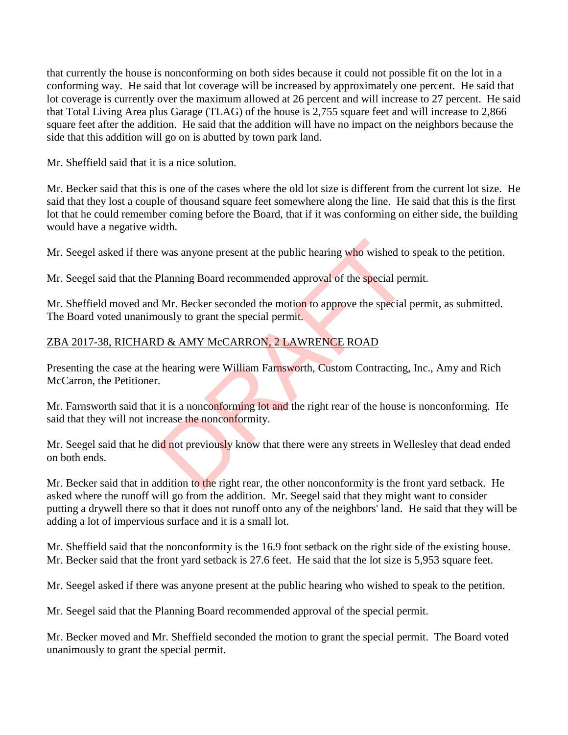that currently the house is nonconforming on both sides because it could not possible fit on the lot in a conforming way. He said that lot coverage will be increased by approximately one percent. He said that lot coverage is currently over the maximum allowed at 26 percent and will increase to 27 percent. He said that Total Living Area plus Garage (TLAG) of the house is 2,755 square feet and will increase to 2,866 square feet after the addition. He said that the addition will have no impact on the neighbors because the side that this addition will go on is abutted by town park land.

Mr. Sheffield said that it is a nice solution.

Mr. Becker said that this is one of the cases where the old lot size is different from the current lot size. He said that they lost a couple of thousand square feet somewhere along the line. He said that this is the first lot that he could remember coming before the Board, that if it was conforming on either side, the building would have a negative width.

Mr. Seegel asked if there was anyone present at the public hearing who wished to speak to the petition.

Mr. Seegel said that the Planning Board recommended approval of the special permit.

Mr. Sheffield moved and Mr. Becker seconded the motion to approve the special permit, as submitted. The Board voted unanimously to grant the special permit.

ZBA 2017-38, RICHARD & AMY McCARRON, 2 LAWRENCE ROAD

Presenting the case at the hearing were William Farnsworth, Custom Contracting, Inc., Amy and Rich McCarron, the Petitioner.

Mr. Farnsworth said that it is a nonconforming lot and the right rear of the house is nonconforming. He said that they will not increase the nonconformity.

Mr. Seegel said that he did not previously know that there were any streets in Wellesley that dead ended on both ends.

Mr. Becker said that in addition to the right rear, the other nonconformity is the front yard setback. He asked where the runoff will go from the addition. Mr. Seegel said that they might want to consider putting a drywell there so that it does not runoff onto any of the neighbors' land. He said that they will be adding a lot of impervious surface and it is a small lot.

Mr. Sheffield said that the nonconformity is the 16.9 foot setback on the right side of the existing house. Mr. Becker said that the front yard setback is 27.6 feet. He said that the lot size is 5,953 square feet.

Mr. Seegel asked if there was anyone present at the public hearing who wished to speak to the petition.

Mr. Seegel said that the Planning Board recommended approval of the special permit.

Mr. Becker moved and Mr. Sheffield seconded the motion to grant the special permit. The Board voted unanimously to grant the special permit.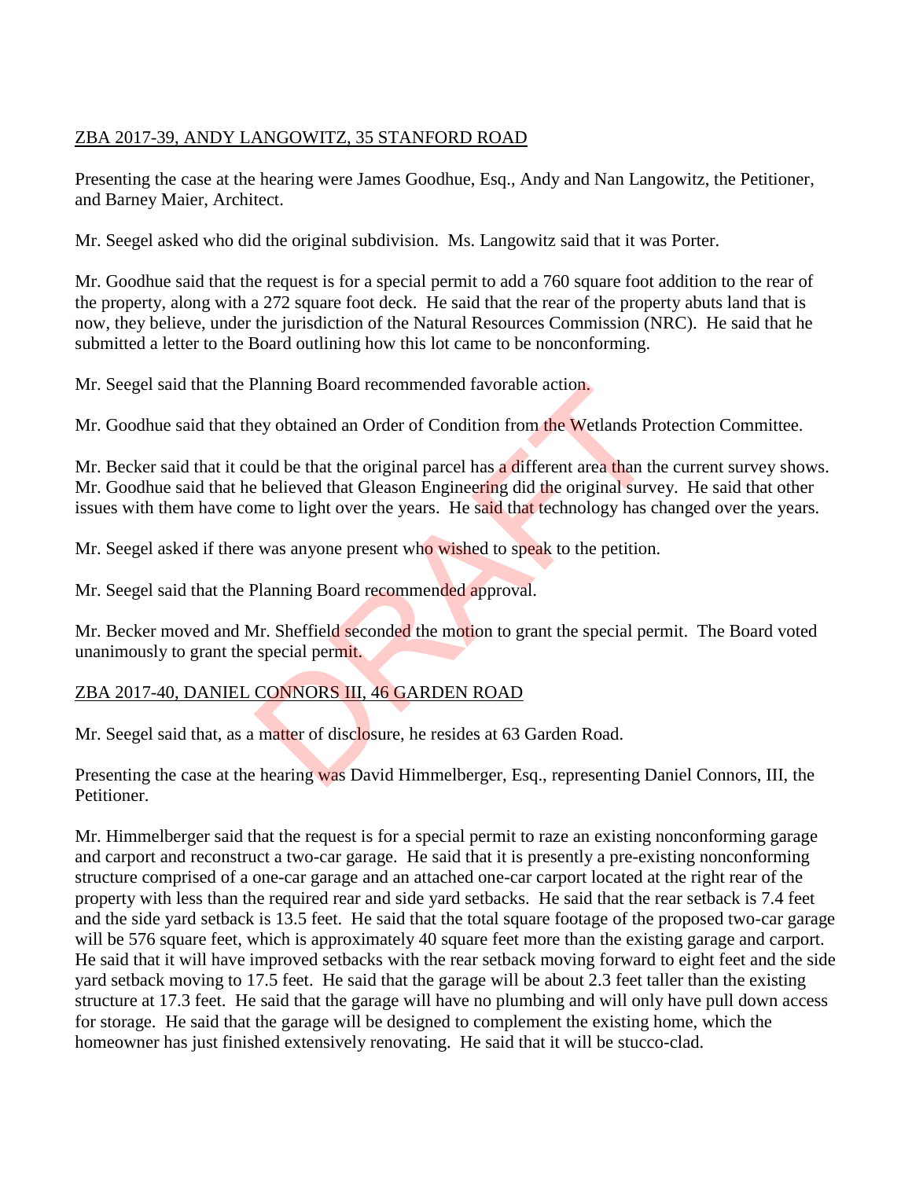ZBA 2017-39, ANDY LANGOWITZ, 35 STANFORD ROAD

Presenting the case at the hearing were James Goodhue, Esq., Andy and Nan Langowitz, the Petitioner, and Barney Maier, Architect.

Mr. Seegel asked who did the original subdivision. Ms. Langowitz said that it was Porter.

Mr. Goodhue said that the request is for a special permit to add a 760 square foot addition to the rear of the property, along with a 272 square foot deck. He said that the rear of the property abuts land that is now, they believe, under the jurisdiction of the Natural Resources Commission (NRC). He said that he submitted a letter to the Board outlining how this lot came to be nonconforming.

Mr. Seegel said that the Planning Board recommended favorable action.

Mr. Goodhue said that they obtained an Order of Condition from the Wetlands Protection Committee.

Mr. Becker said that it could be that the original parcel has a different area than the current survey shows. Mr. Goodhue said that he believed that Gleason Engineering did the original survey. He said that other issues with them have come to light over the years. He said that technology has changed over the years.

Mr. Seegel asked if there was anyone present who wished to speak to the petition.

Mr. Seegel said that the Planning Board recommended approval.

Mr. Becker moved and Mr. Sheffield seconded the motion to grant the special permit. The Board voted unanimously to grant the special permit.

ZBA 2017-40, DANIEL CONNORS III, 46 GARDEN ROAD

Mr. Seegel said that, as a matter of disclosure, he resides at 63 Garden Road.

Presenting the case at the hearing was David Himmelberger, Esq., representing Daniel Connors, III, the Petitioner.

Mr. Himmelberger said that the request is for a special permit to raze an existing nonconforming garage and carport and reconstruct a two-car garage. He said that it is presently a pre-existing nonconforming structure comprised of a one-car garage and an attached one-car carport located at the right rear of the property with less than the required rear and side yard setbacks. He said that the rear setback is 7.4 feet and the side yard setback is 13.5 feet. He said that the total square footage of the proposed two-car garage will be 576 square feet, which is approximately 40 square feet more than the existing garage and carport. He said that it will have improved setbacks with the rear setback moving forward to eight feet and the side yard setback moving to 17.5 feet. He said that the garage will be about 2.3 feet taller than the existing structure at 17.3 feet. He said that the garage will have no plumbing and will only have pull down access for storage. He said that the garage will be designed to complement the existing home, which the homeowner has just finished extensively renovating. He said that it will be stucco-clad.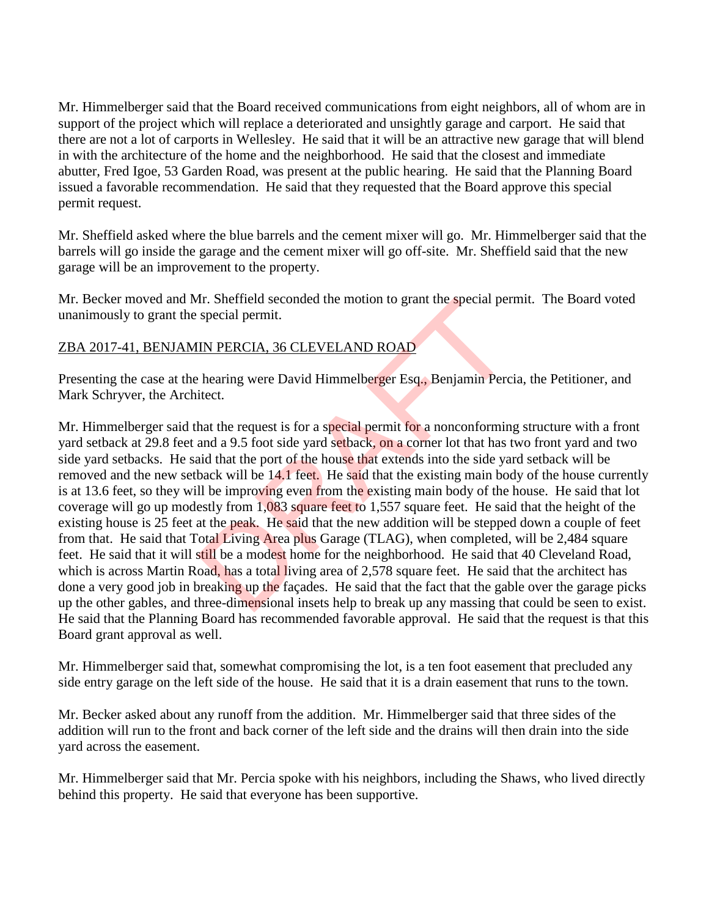Mr. Himmelberger said that the Board received communications from eight neighbors, all of whom are in support of the project which will replace a deteriorated and unsightly garage and carport. He said that there are not a lot of carports in Wellesley. He said that it will be an attractive new garage that will blend in with the architecture of the home and the neighborhood. He said that the closest and immediate abutter, Fred Igoe, 53 Garden Road, was present at the public hearing. He said that the Planning Board issued a favorable recommendation. He said that they requested that the Board approve this special permit request.

Mr. Sheffield asked where the blue barrels and the cement mixer will go. Mr. Himmelberger said that the barrels will go inside the garage and the cement mixer will go off-site. Mr. Sheffield said that the new garage will be an improvement to the property.

Mr. Becker moved and Mr. Sheffield seconded the motion to grant the special permit. The Board voted unanimously to grant the special permit.

ZBA 2017-41, BENJAMIN PERCIA, 36 CLEVELAND ROAD

Presenting the case at the hearing were David Himmelberger Esq., Benjamin Percia, the Petitioner, and Mark Schryver, the Architect.

Mr. Himmelberger said that the request is for a special permit for a nonconforming structure with a front yard setback at 29.8 feet and a 9.5 foot side yard setback, on a corner lot that has two front yard and two side yard setbacks. He said that the port of the house that extends into the side yard setback will be removed and the new setback will be 14.1 feet. He said that the existing main body of the house currently is at 13.6 feet, so they will be improving even from the existing main body of the house. He said that lot coverage will go up modestly from 1,083 square feet to 1,557 square feet. He said that the height of the existing house is 25 feet at the peak. He said that the new addition will be stepped down a couple of feet from that. He said that Total Living Area plus Garage (TLAG), when completed, will be 2,484 square feet. He said that it will still be a modest home for the neighborhood. He said that 40 Cleveland Road, which is across Martin Road, has a total living area of 2,578 square feet. He said that the architect has done a very good job in breaking up the façades. He said that the fact that the gable over the garage picks up the other gables, and three-dimensional insets help to break up any massing that could be seen to exist. He said that the Planning Board has recommended favorable approval. He said that the request is that this Board grant approval as well.

Mr. Himmelberger said that, somewhat compromising the lot, is a ten foot easement that precluded any side entry garage on the left side of the house. He said that it is a drain easement that runs to the town.

Mr. Becker asked about any runoff from the addition. Mr. Himmelberger said that three sides of the addition will run to the front and back corner of the left side and the drains will then drain into the side yard across the easement.

Mr. Himmelberger said that Mr. Percia spoke with his neighbors, including the Shaws, who lived directly behind this property. He said that everyone has been supportive.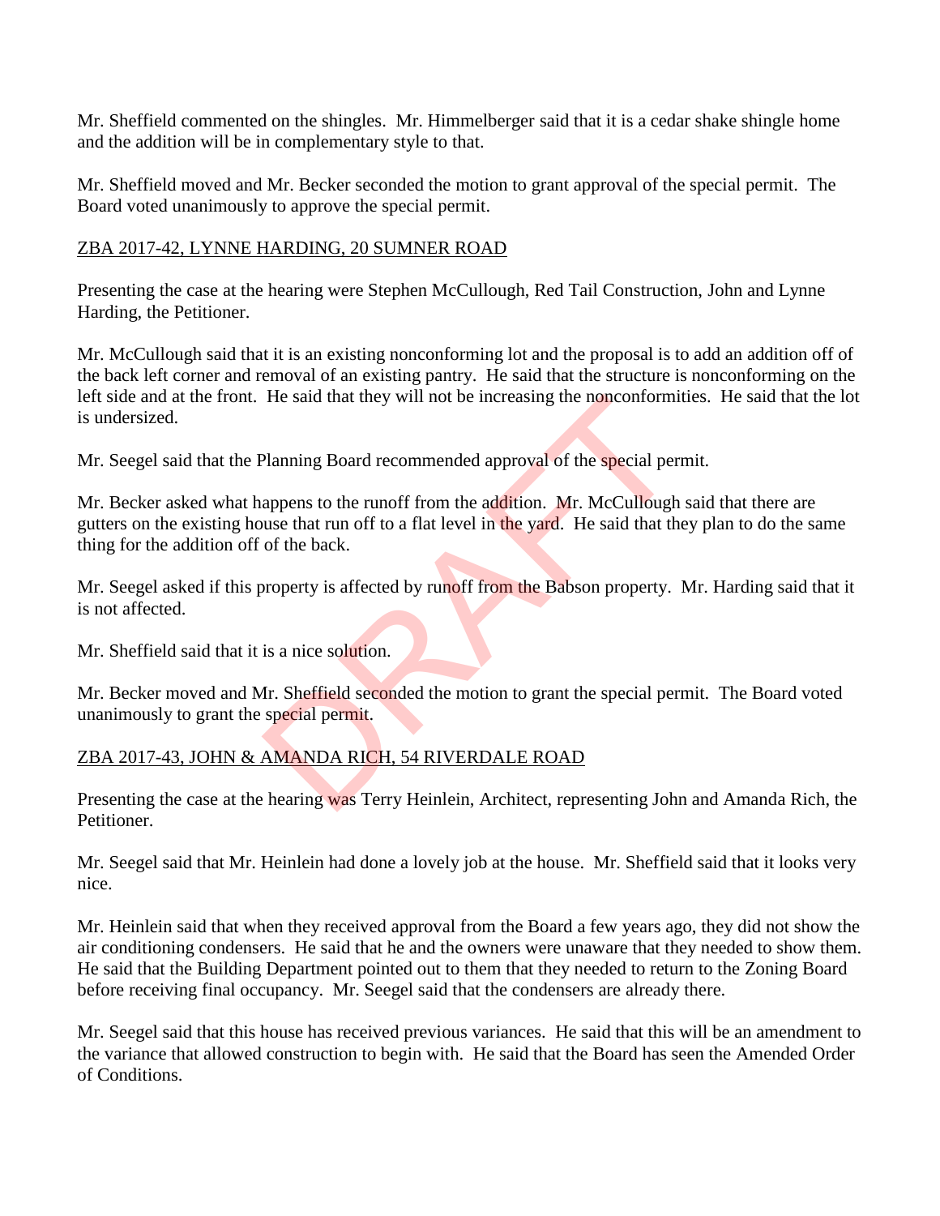Mr. Sheffield commented on the shingles. Mr. Himmelberger said that it is a cedar shake shingle home and the addition will be in complementary style to that.

Mr. Sheffield moved and Mr. Becker seconded the motion to grant approval of the special permit. The Board voted unanimously to approve the special permit.

ZBA 2017-42, LYNNE HARDING, 20 SUMNER ROAD

Presenting the case at the hearing were Stephen McCullough, Red Tail Construction, John and Lynne Harding, the Petitioner.

Mr. McCullough said that it is an existing nonconforming lot and the proposal is to add an addition off of the back left corner and removal of an existing pantry. He said that the structure is nonconforming on the left side and at the front. He said that they will not be increasing the nonconformities. He said that the lot is undersized.

Mr. Seegel said that the Planning Board recommended approval of the special permit.

Mr. Becker asked what happens to the runoff from the addition. Mr. McCullough said that there are gutters on the existing house that run off to a flat level in the yard. He said that they plan to do the same thing for the addition off of the back.

Mr. Seegel asked if this property is affected by runoff from the Babson property. Mr. Harding said that it is not affected.

Mr. Sheffield said that it is a nice solution.

Mr. Becker moved and Mr. Sheffield seconded the motion to grant the special permit. The Board voted unanimously to grant the special permit.

ZBA 2017-43, JOHN & AMANDA RICH, 54 RIVERDALE ROAD

Presenting the case at the hearing was Terry Heinlein, Architect, representing John and Amanda Rich, the Petitioner.

Mr. Seegel said that Mr. Heinlein had done a lovely job at the house. Mr. Sheffield said that it looks very nice.

Mr. Heinlein said that when they received approval from the Board a few years ago, they did not show the air conditioning condensers. He said that he and the owners were unaware that they needed to show them. He said that the Building Department pointed out to them that they needed to return to the Zoning Board before receiving final occupancy. Mr. Seegel said that the condensers are already there.

Mr. Seegel said that this house has received previous variances. He said that this will be an amendment to the variance that allowed construction to begin with. He said that the Board has seen the Amended Order of Conditions.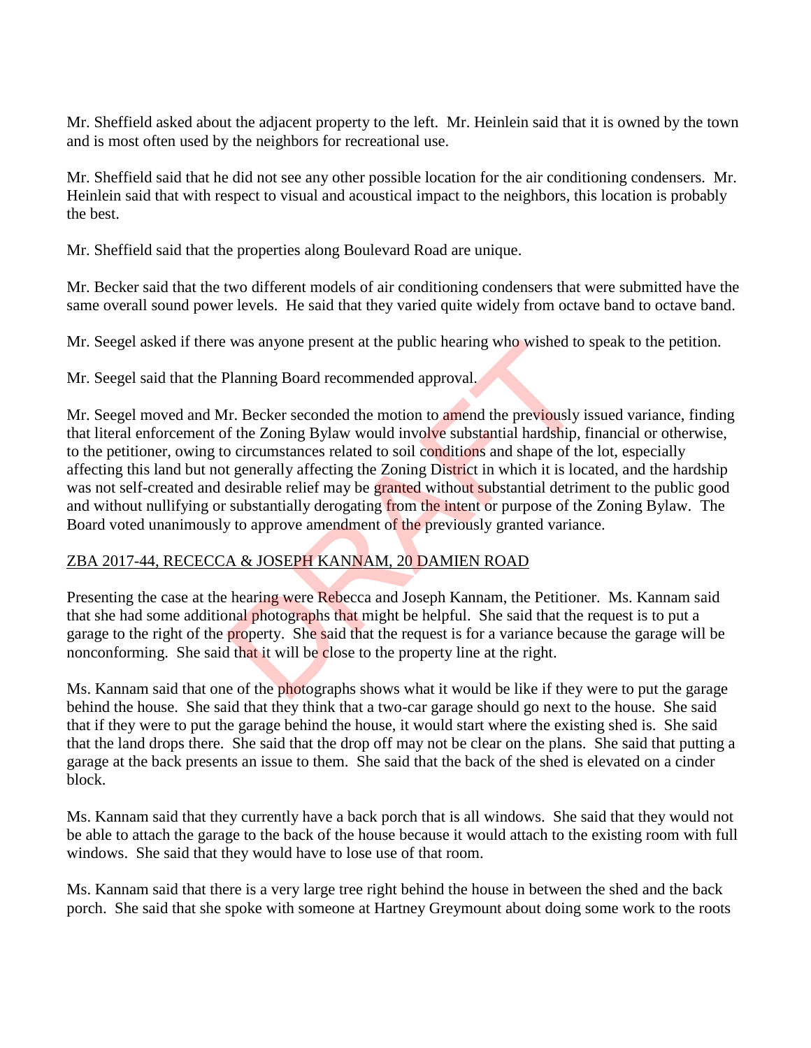Mr. Sheffield asked about the adjacent property to the left. Mr. Heinlein said that it is owned by the town and is most often used by the neighbors for recreational use.

Mr. Sheffield said that he did not see any other possible location for the air conditioning condensers. Mr. Heinlein said that with respect to visual and acoustical impact to the neighbors, this location is probably the best.

Mr. Sheffield said that the properties along Boulevard Road are unique.

Mr. Becker said that the two different models of air conditioning condensers that were submitted have the same overall sound power levels. He said that they varied quite widely from octave band to octave band.

Mr. Seegel asked if there was anyone present at the public hearing who wished to speak to the petition.

Mr. Seegel said that the Planning Board recommended approval.

Mr. Seegel moved and Mr. Becker seconded the motion to amend the previously issued variance, finding that literal enforcement of the Zoning Bylaw would involve substantial hardship, financial or otherwise, to the petitioner, owing to circumstances related to soil conditions and shape of the lot, especially affecting this land but not generally affecting the Zoning District in which it is located, and the hardship was not self-created and desirable relief may be granted without substantial detriment to the public good and without nullifying or substantially derogating from the intent or purpose of the Zoning Bylaw. The Board voted unanimously to approve amendment of the previously granted variance.

ZBA 2017-44, RECECCA & JOSEPH KANNAM, 20 DAMIEN ROAD

Presenting the case at the hearing were Rebecca and Joseph Kannam, the Petitioner. Ms. Kannam said that she had some additional photographs that might be helpful. She said that the request is to put a garage to the right of the property. She said that the request is for a variance because the garage will be nonconforming. She said that it will be close to the property line at the right.

Ms. Kannam said that one of the photographs shows what it would be like if they were to put the garage behind the house. She said that they think that a two-car garage should go next to the house. She said that if they were to put the garage behind the house, it would start where the existing shed is. She said that the land drops there. She said that the drop off may not be clear on the plans. She said that putting a garage at the back presents an issue to them. She said that the back of the shed is elevated on a cinder block.

Ms. Kannam said that they currently have a back porch that is all windows. She said that they would not be able to attach the garage to the back of the house because it would attach to the existing room with full windows. She said that they would have to lose use of that room.

Ms. Kannam said that there is a very large tree right behind the house in between the shed and the back porch. She said that she spoke with someone at Hartney Greymount about doing some work to the roots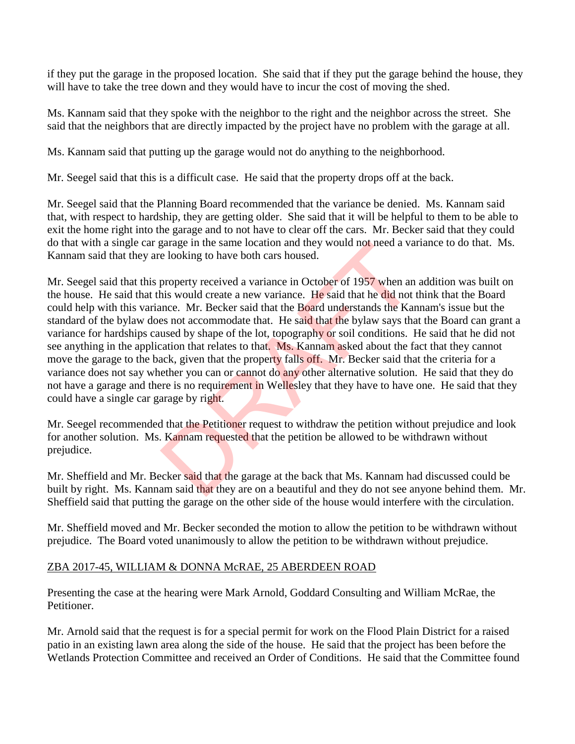if they put the garage in the proposed location. She said that if they put the garage behind the house, they will have to take the tree down and they would have to incur the cost of moving the shed.

Ms. Kannam said that they spoke with the neighbor to the right and the neighbor across the street. She said that the neighbors that are directly impacted by the project have no problem with the garage at all.

Ms. Kannam said that putting up the garage would not do anything to the neighborhood.

Mr. Seegel said that this is a difficult case. He said that the property drops off at the back.

Mr. Seegel said that the Planning Board recommended that the variance be denied. Ms. Kannam said that, with respect to hardship, they are getting older. She said that it will be helpful to them to be able to exit the home right into the garage and to not have to clear off the cars. Mr. Becker said that they could do that with a single car garage in the same location and they would not need a variance to do that. Ms. Kannam said that they are looking to have both cars housed.

Mr. Seegel said that this property received a variance in October of 1957 when an addition was built on the house. He said that this would create a new variance. He said that he did not think that the Board could help with this variance. Mr. Becker said that the Board understands the Kannam's issue but the standard of the bylaw does not accommodate that. He said that the bylaw says that the Board can grant a variance for hardships caused by shape of the lot, topography or soil conditions. He said that he did not see anything in the application that relates to that. Ms. Kannam asked about the fact that they cannot move the garage to the back, given that the property falls off. Mr. Becker said that the criteria for a variance does not say whether you can or cannot do any other alternative solution. He said that they do not have a garage and there is no requirement in Wellesley that they have to have one. He said that they could have a single car garage by right.

Mr. Seegel recommended that the Petitioner request to withdraw the petition without prejudice and look for another solution. Ms. Kannam requested that the petition be allowed to be withdrawn without prejudice.

Mr. Sheffield and Mr. Becker said that the garage at the back that Ms. Kannam had discussed could be built by right. Ms. Kannam said that they are on a beautiful and they do not see anyone behind them. Mr. Sheffield said that putting the garage on the other side of the house would interfere with the circulation.

Mr. Sheffield moved and Mr. Becker seconded the motion to allow the petition to be withdrawn without prejudice. The Board voted unanimously to allow the petition to be withdrawn without prejudice.

<u>ZBA 2017-45, WILLIAM & DONNA McRAE, 25 ABERDEEN ROAD</u>

Presenting the case at the hearing were Mark Arnold, Goddard Consulting and William McRae, the Petitioner.

Mr. Arnold said that the request is for a special permit for work on the Flood Plain District for a raised patio in an existing lawn area along the side of the house. He said that the project has been before the Wetlands Protection Committee and received an Order of Conditions. He said that the Committee found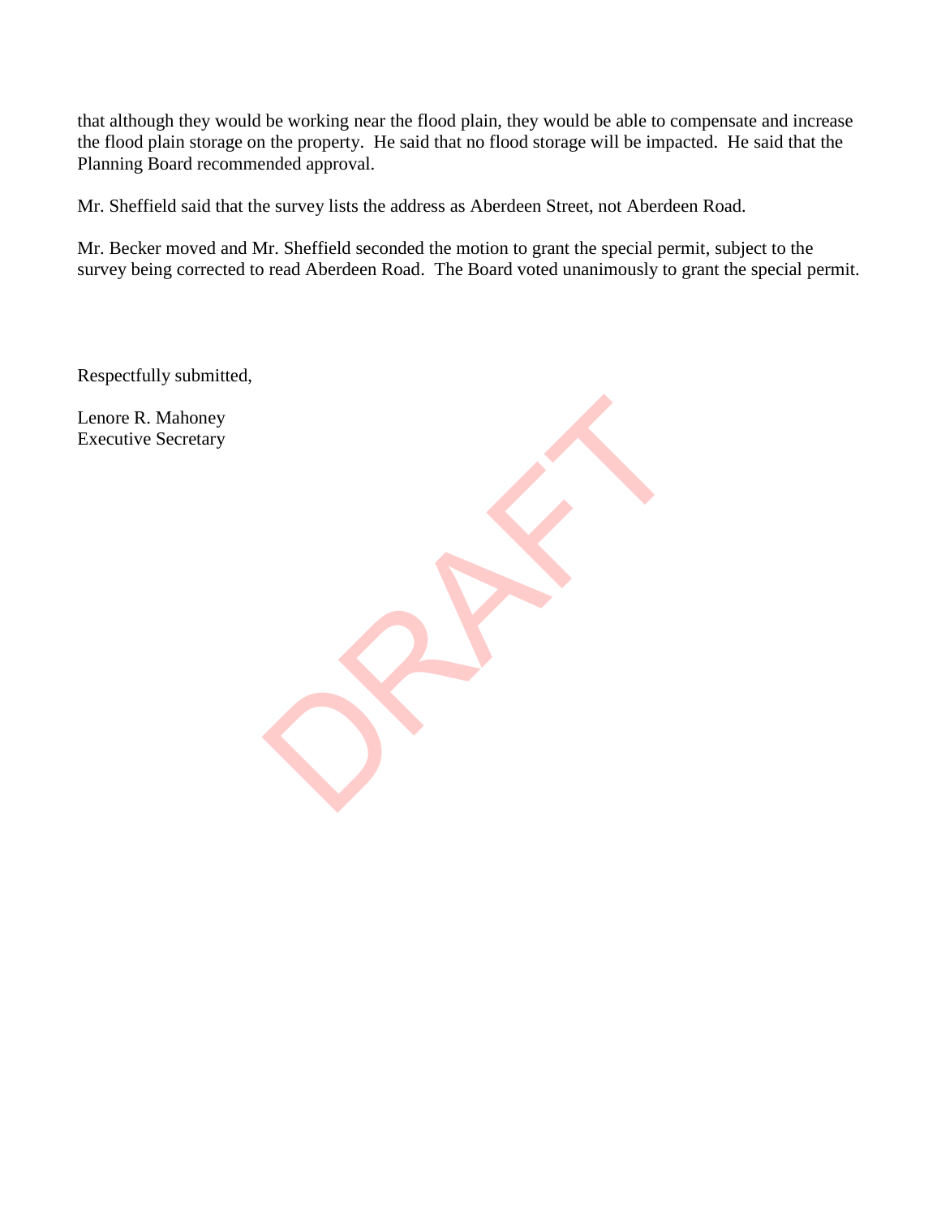that although they would be working near the flood plain, they would be able to compensate and increase the flood plain storage on the property. He said that no flood storage will be impacted. He said that the Planning Board recommended approval.

Mr. Sheffield said that the survey lists the address as Aberdeen Street, not Aberdeen Road.

Mr. Becker moved and Mr. Sheffield seconded the motion to grant the special permit, subject to the survey being corrected to read Aberdeen Road. The Board voted unanimously to grant the special permit.

Respectfully submitted,

Lenore R. Mahoney
Executive Secretary

DRAFT